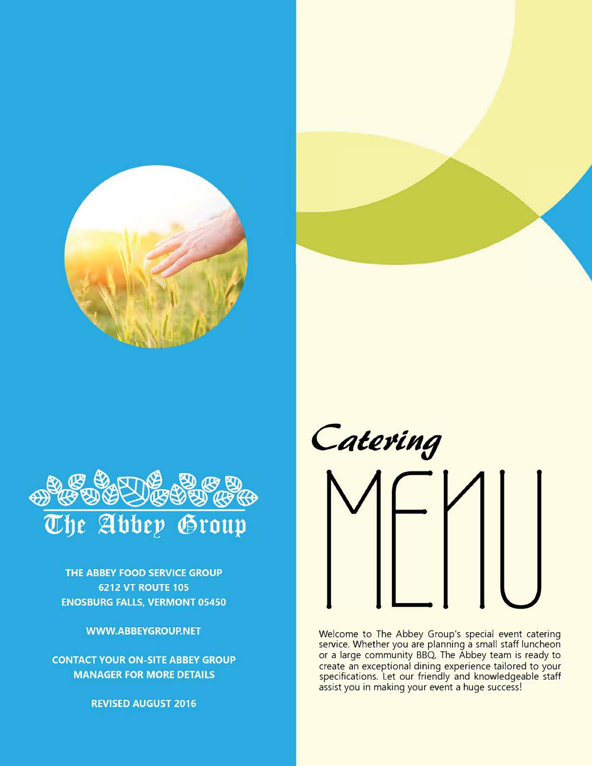# The Abbey Group

**THE ABBEY FOOD SERVICE GROUP**
**6212 VT ROUTE 105**
**ENOSBURG FALLS, VERMONT 05450**

**WWW.ABBEYGROUP.NET**

**CONTACT YOUR ON-SITE ABBEY GROUP MANAGER FOR MORE DETAILS**

**REVISED AUGUST 2016**

# *Catering* MENU

Welcome to The Abbey Group's special event catering service. Whether you are planning a small staff luncheon or a large community BBQ, The Abbey team is ready to create an exceptional dining experience tailored to your specifications. Let our friendly and knowledgeable staff assist you in making your event a huge success!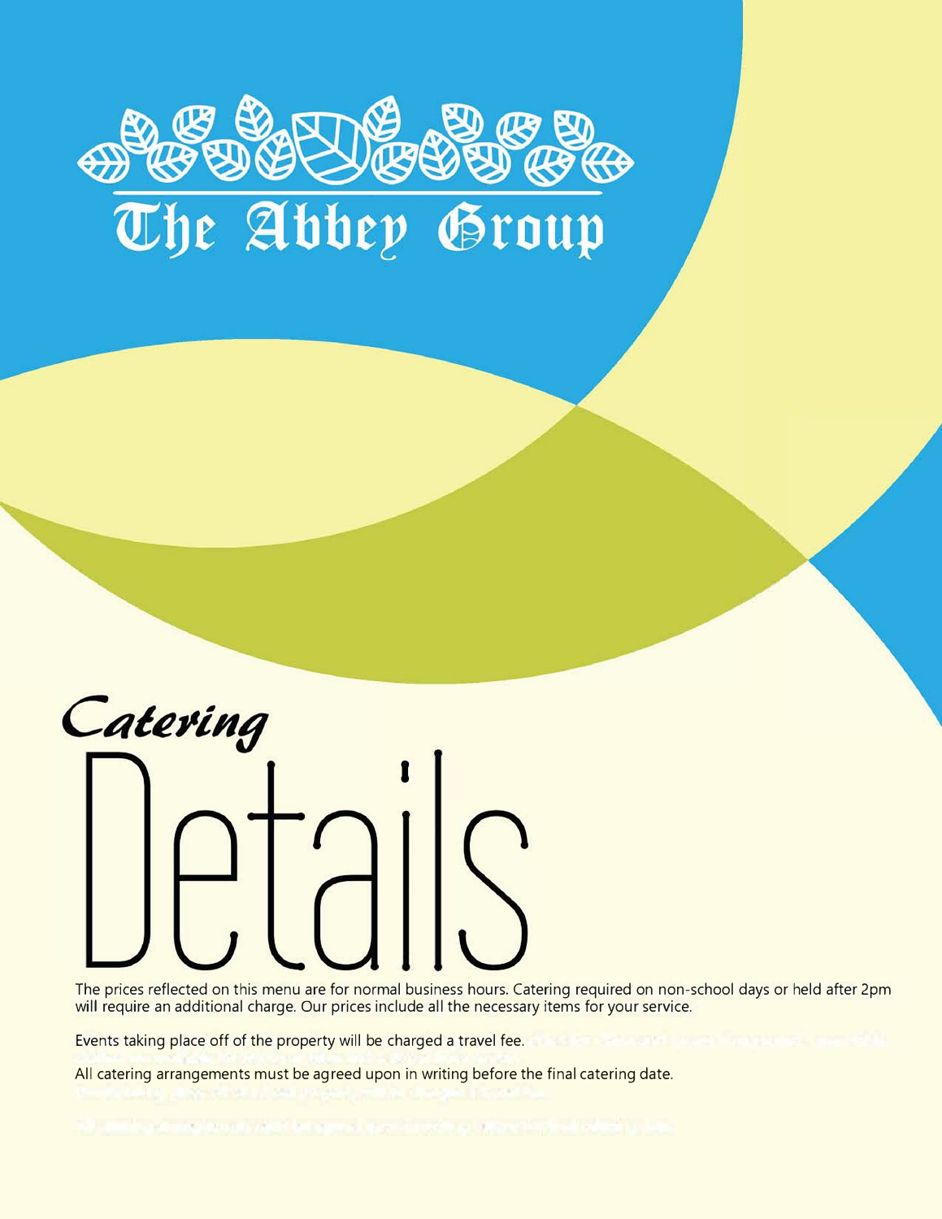# The Abbey Group

## *Catering* Details

The prices reflected on this menu are for normal business hours. Catering required on non-school days or held after 2pm will require an additional charge. Our prices include all the necessary items for your service.

Events taking place off of the property will be charged a travel fee.

All catering arrangements must be agreed upon in writing before the final catering date.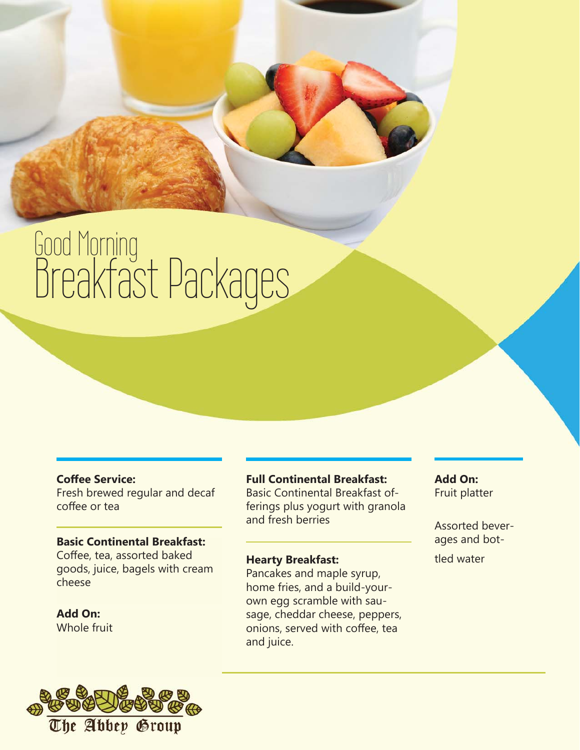# Good Morning
# Breakfast Packages

**Coffee Service:**
Fresh brewed regular and decaf coffee or tea

**Basic Continental Breakfast:**
Coffee, tea, assorted baked goods, juice, bagels with cream cheese

**Add On:**
Whole fruit

**Full Continental Breakfast:**
Basic Continental Breakfast offerings plus yogurt with granola and fresh berries

**Hearty Breakfast:**
Pancakes and maple syrup, home fries, and a build-your-own egg scramble with sausage, cheddar cheese, peppers, onions, served with coffee, tea and juice.

**Add On:**
Fruit platter

Assorted beverages and bottled water

The Abbey Group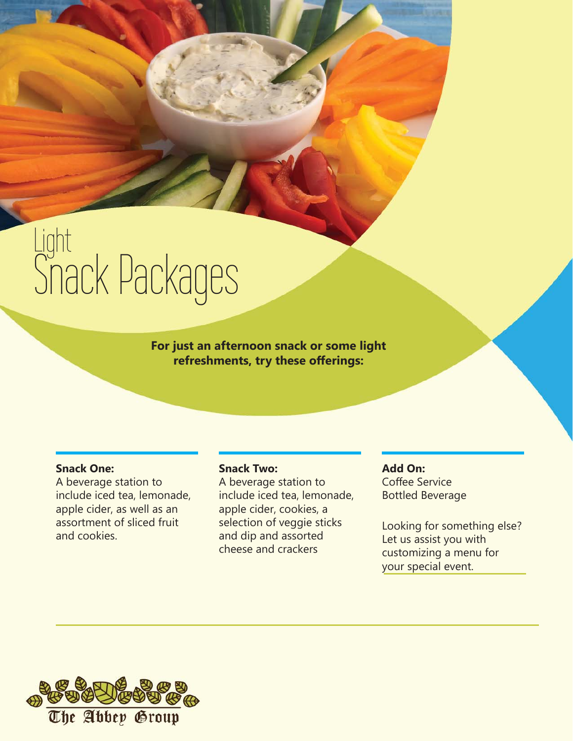# Light Snack Packages

**For just an afternoon snack or some light refreshments, try these offerings:**

**Snack One:**
A beverage station to include iced tea, lemonade, apple cider, as well as an assortment of sliced fruit and cookies.

**Snack Two:**
A beverage station to include iced tea, lemonade, apple cider, cookies, a selection of veggie sticks and dip and assorted cheese and crackers

**Add On:**
Coffee Service
Bottled Beverage

Looking for something else? Let us assist you with customizing a menu for your special event.

The Abbey Group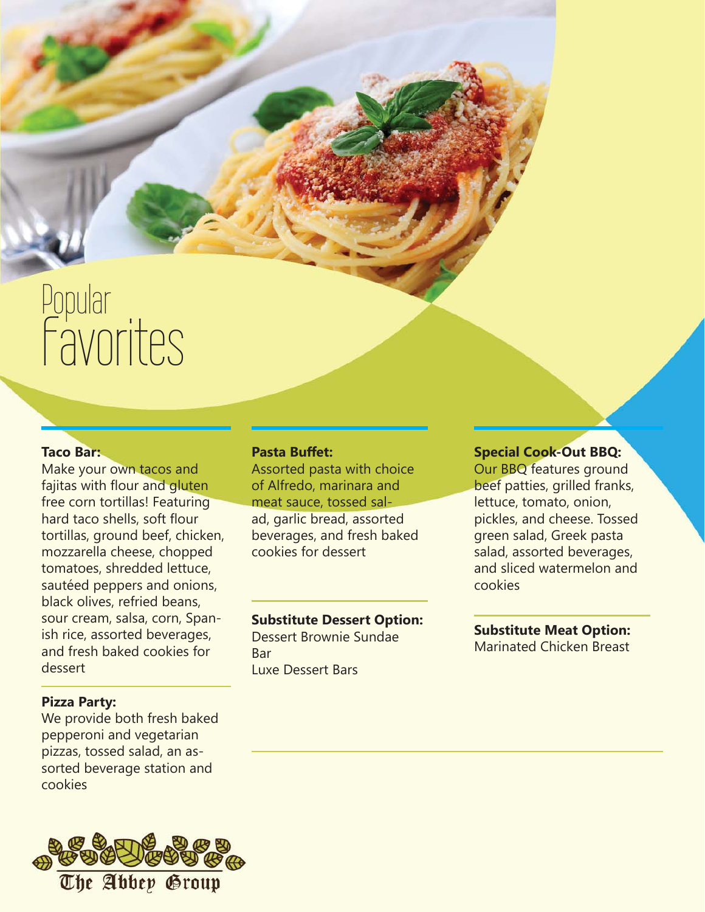# Popular Favorites

**Taco Bar:**
Make your own tacos and fajitas with flour and gluten free corn tortillas! Featuring hard taco shells, soft flour tortillas, ground beef, chicken, mozzarella cheese, chopped tomatoes, shredded lettuce, sautéed peppers and onions, black olives, refried beans, sour cream, salsa, corn, Spanish rice, assorted beverages, and fresh baked cookies for dessert

**Pizza Party:**
We provide both fresh baked pepperoni and vegetarian pizzas, tossed salad, an assorted beverage station and cookies

**Pasta Buffet:**
Assorted pasta with choice of Alfredo, marinara and meat sauce, tossed salad, garlic bread, assorted beverages, and fresh baked cookies for dessert

**Substitute Dessert Option:**
Dessert Brownie Sundae Bar
Luxe Dessert Bars

**Special Cook-Out BBQ:**
Our BBQ features ground beef patties, grilled franks, lettuce, tomato, onion, pickles, and cheese. Tossed green salad, Greek pasta salad, assorted beverages, and sliced watermelon and cookies

**Substitute Meat Option:**
Marinated Chicken Breast

The Abbey Group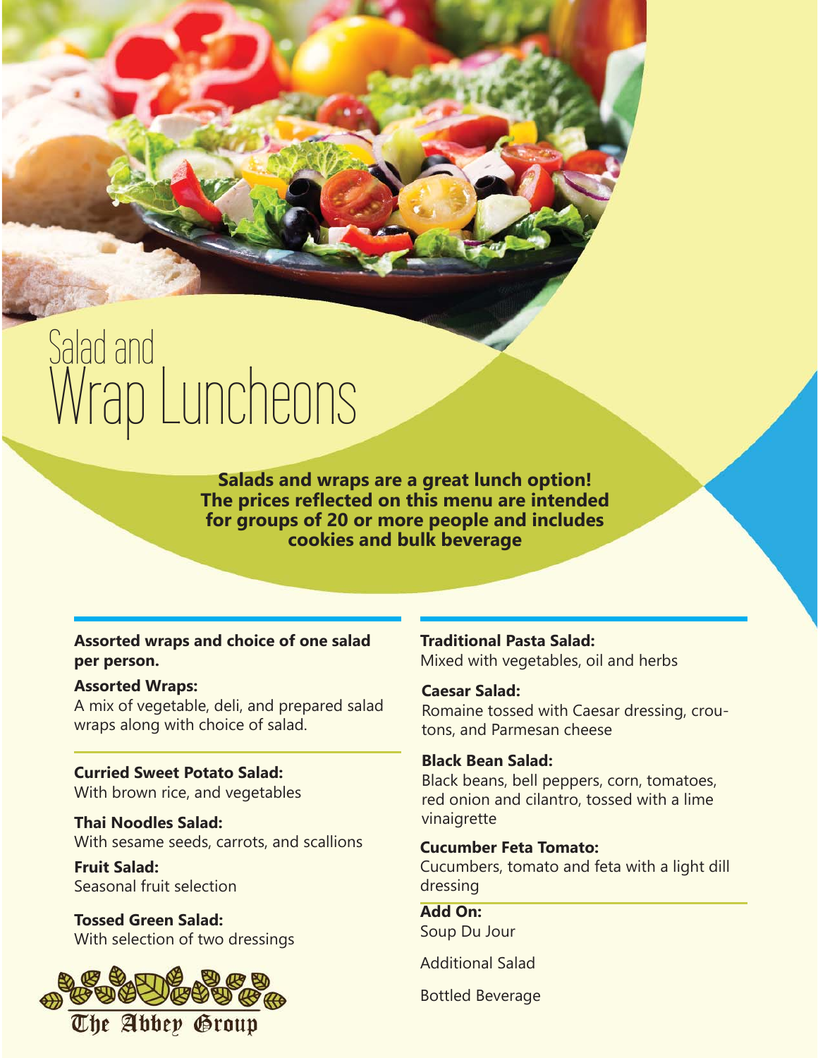# Salad and Wrap Luncheons

**Salads and wraps are a great lunch option! The prices reflected on this menu are intended for groups of 20 or more people and includes cookies and bulk beverage**

**Assorted wraps and choice of one salad per person.**

**Assorted Wraps:**
A mix of vegetable, deli, and prepared salad wraps along with choice of salad.

**Curried Sweet Potato Salad:**
With brown rice, and vegetables

**Thai Noodles Salad:**
With sesame seeds, carrots, and scallions

**Fruit Salad:**
Seasonal fruit selection

**Tossed Green Salad:**
With selection of two dressings

**Traditional Pasta Salad:**
Mixed with vegetables, oil and herbs

**Caesar Salad:**
Romaine tossed with Caesar dressing, croutons, and Parmesan cheese

**Black Bean Salad:**
Black beans, bell peppers, corn, tomatoes, red onion and cilantro, tossed with a lime vinaigrette

**Cucumber Feta Tomato:**
Cucumbers, tomato and feta with a light dill dressing

**Add On:**
Soup Du Jour

Additional Salad

Bottled Beverage

The Abbey Group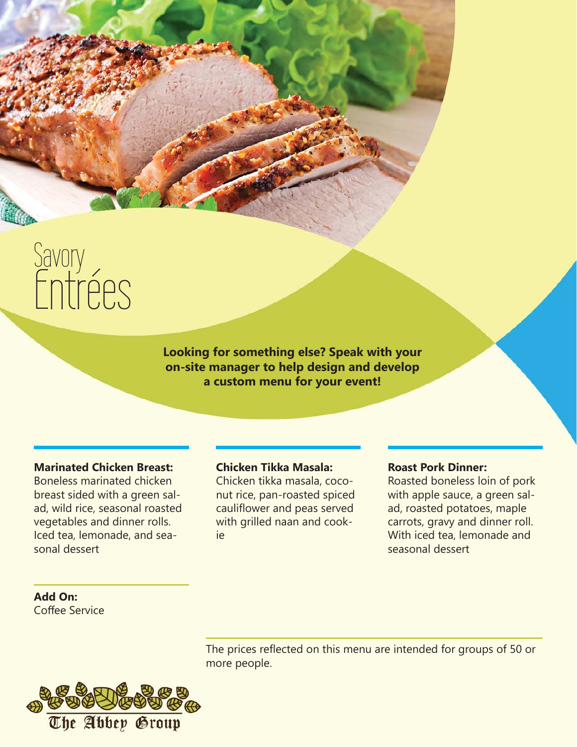# Savory Entrées

**Looking for something else? Speak with your on-site manager to help design and develop a custom menu for your event!**

**Marinated Chicken Breast:**
Boneless marinated chicken breast sided with a green salad, wild rice, seasonal roasted vegetables and dinner rolls. Iced tea, lemonade, and seasonal dessert

**Chicken Tikka Masala:**
Chicken tikka masala, coconut rice, pan-roasted spiced cauliflower and peas served with grilled naan and cookie

**Roast Pork Dinner:**
Roasted boneless loin of pork with apple sauce, a green salad, roasted potatoes, maple carrots, gravy and dinner roll. With iced tea, lemonade and seasonal dessert

**Add On:**
Coffee Service

The prices reflected on this menu are intended for groups of 50 or more people.

The Abbey Group